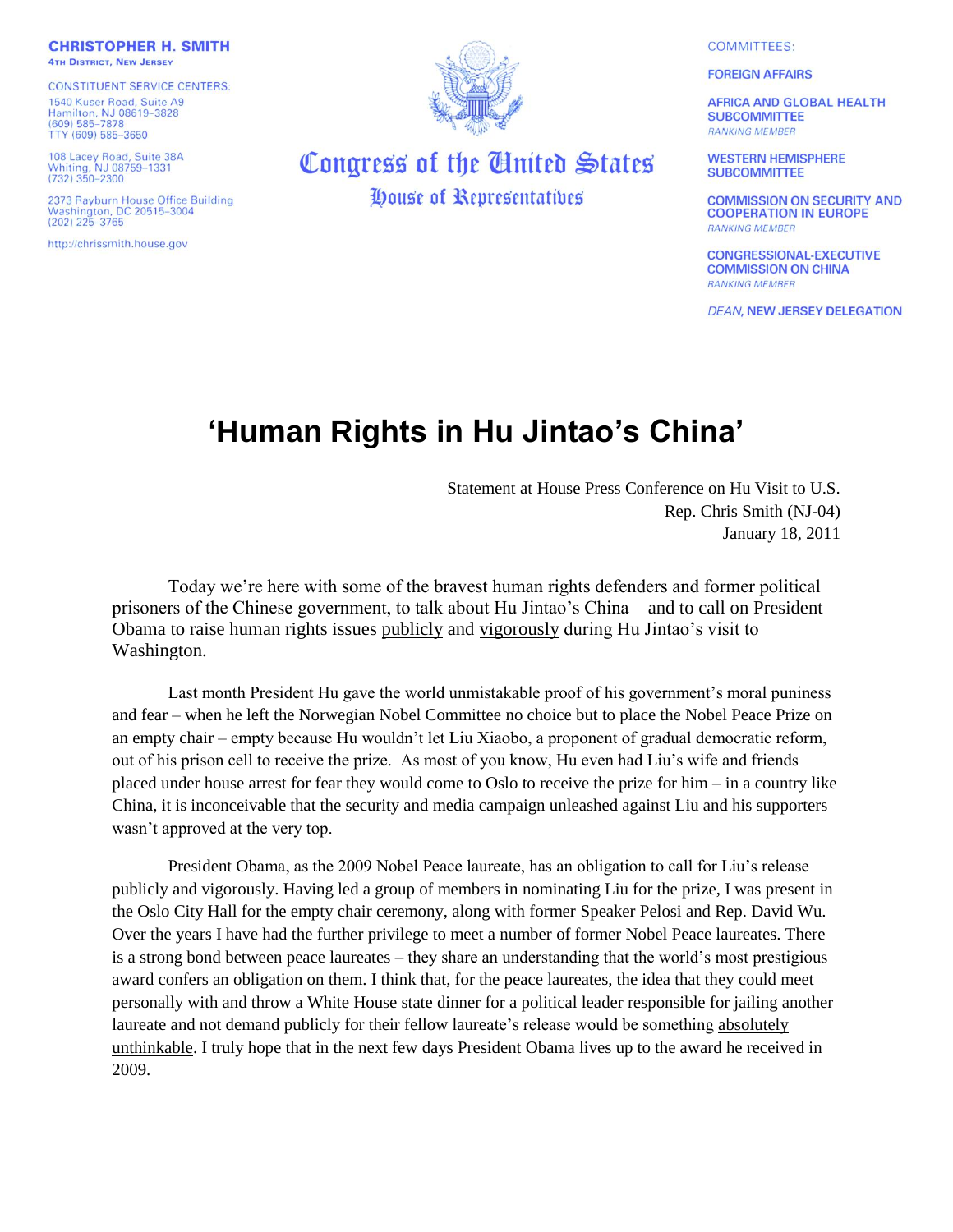**CHRISTOPHER H. SMITH**
4TH DISTRICT, NEW JERSEY

CONSTITUENT SERVICE CENTERS:

1540 Kuser Road, Suite A9
Hamilton, NJ 08619–3828
(609) 585–7878
TTY (609) 585–3650

108 Lacey Road, Suite 38A
Whiting, NJ 08759–1331
(732) 350–2300

2373 Rayburn House Office Building
Washington, DC 20515–3004
(202) 225–3765

http://chrissmith.house.gov

**Congress of the United States**
**House of Representatives**

COMMITTEES:

FOREIGN AFFAIRS

AFRICA AND GLOBAL HEALTH SUBCOMMITTEE
*RANKING MEMBER*

WESTERN HEMISPHERE SUBCOMMITTEE

COMMISSION ON SECURITY AND COOPERATION IN EUROPE
*RANKING MEMBER*

CONGRESSIONAL-EXECUTIVE COMMISSION ON CHINA
*RANKING MEMBER*

*DEAN*, NEW JERSEY DELEGATION

# 'Human Rights in Hu Jintao's China'

Statement at House Press Conference on Hu Visit to U.S.
Rep. Chris Smith (NJ-04)
January 18, 2011

Today we're here with some of the bravest human rights defenders and former political prisoners of the Chinese government, to talk about Hu Jintao's China – and to call on President Obama to raise human rights issues publicly and vigorously during Hu Jintao's visit to Washington.

Last month President Hu gave the world unmistakable proof of his government's moral puniness and fear – when he left the Norwegian Nobel Committee no choice but to place the Nobel Peace Prize on an empty chair – empty because Hu wouldn't let Liu Xiaobo, a proponent of gradual democratic reform, out of his prison cell to receive the prize. As most of you know, Hu even had Liu's wife and friends placed under house arrest for fear they would come to Oslo to receive the prize for him – in a country like China, it is inconceivable that the security and media campaign unleashed against Liu and his supporters wasn't approved at the very top.

President Obama, as the 2009 Nobel Peace laureate, has an obligation to call for Liu's release publicly and vigorously. Having led a group of members in nominating Liu for the prize, I was present in the Oslo City Hall for the empty chair ceremony, along with former Speaker Pelosi and Rep. David Wu. Over the years I have had the further privilege to meet a number of former Nobel Peace laureates. There is a strong bond between peace laureates – they share an understanding that the world's most prestigious award confers an obligation on them. I think that, for the peace laureates, the idea that they could meet personally with and throw a White House state dinner for a political leader responsible for jailing another laureate and not demand publicly for their fellow laureate's release would be something absolutely unthinkable. I truly hope that in the next few days President Obama lives up to the award he received in 2009.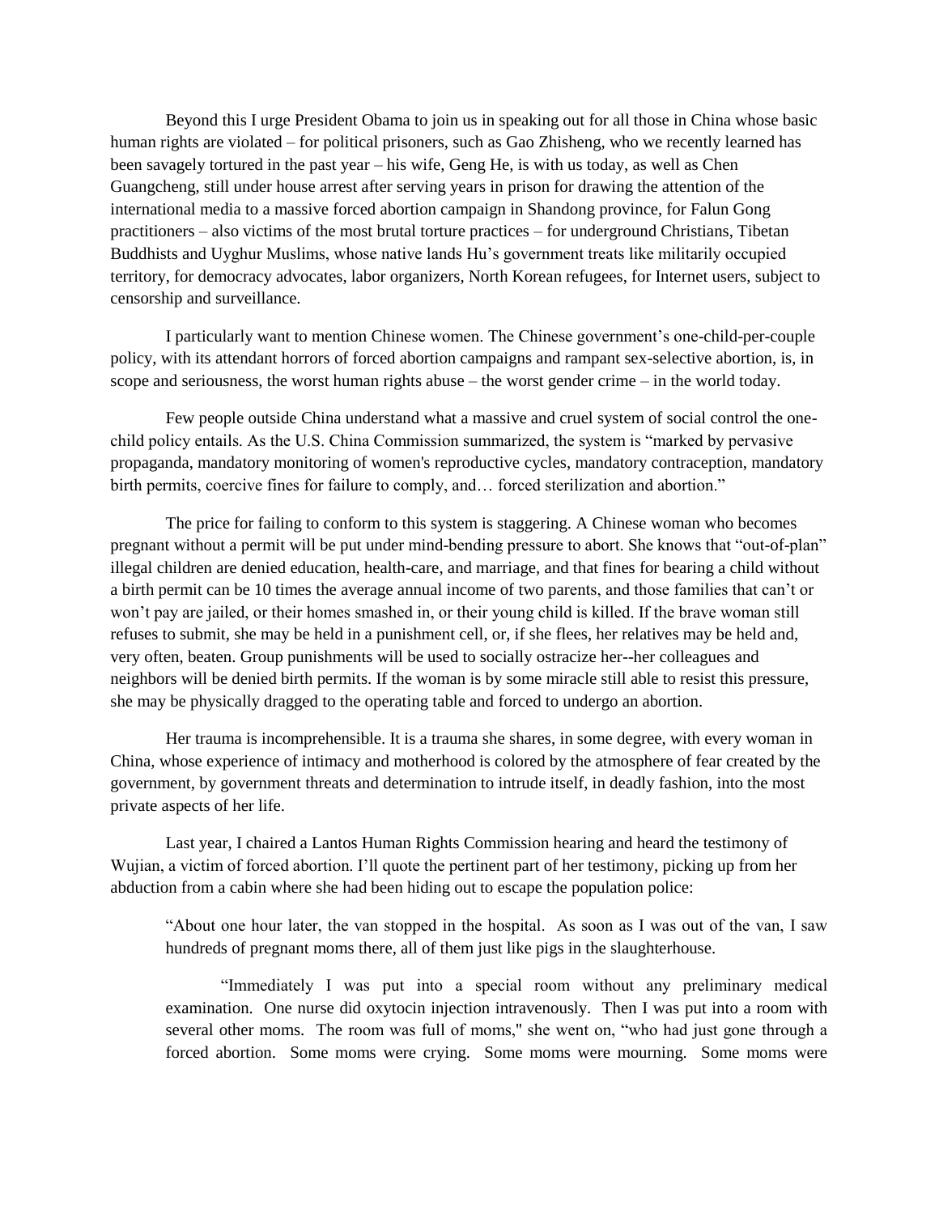Beyond this I urge President Obama to join us in speaking out for all those in China whose basic human rights are violated – for political prisoners, such as Gao Zhisheng, who we recently learned has been savagely tortured in the past year – his wife, Geng He, is with us today, as well as Chen Guangcheng, still under house arrest after serving years in prison for drawing the attention of the international media to a massive forced abortion campaign in Shandong province, for Falun Gong practitioners – also victims of the most brutal torture practices – for underground Christians, Tibetan Buddhists and Uyghur Muslims, whose native lands Hu's government treats like militarily occupied territory, for democracy advocates, labor organizers, North Korean refugees, for Internet users, subject to censorship and surveillance.

I particularly want to mention Chinese women. The Chinese government's one-child-per-couple policy, with its attendant horrors of forced abortion campaigns and rampant sex-selective abortion, is, in scope and seriousness, the worst human rights abuse – the worst gender crime – in the world today.

Few people outside China understand what a massive and cruel system of social control the one-child policy entails. As the U.S. China Commission summarized, the system is "marked by pervasive propaganda, mandatory monitoring of women's reproductive cycles, mandatory contraception, mandatory birth permits, coercive fines for failure to comply, and… forced sterilization and abortion."

The price for failing to conform to this system is staggering. A Chinese woman who becomes pregnant without a permit will be put under mind-bending pressure to abort. She knows that "out-of-plan" illegal children are denied education, health-care, and marriage, and that fines for bearing a child without a birth permit can be 10 times the average annual income of two parents, and those families that can't or won't pay are jailed, or their homes smashed in, or their young child is killed. If the brave woman still refuses to submit, she may be held in a punishment cell, or, if she flees, her relatives may be held and, very often, beaten. Group punishments will be used to socially ostracize her--her colleagues and neighbors will be denied birth permits. If the woman is by some miracle still able to resist this pressure, she may be physically dragged to the operating table and forced to undergo an abortion.

Her trauma is incomprehensible. It is a trauma she shares, in some degree, with every woman in China, whose experience of intimacy and motherhood is colored by the atmosphere of fear created by the government, by government threats and determination to intrude itself, in deadly fashion, into the most private aspects of her life.

Last year, I chaired a Lantos Human Rights Commission hearing and heard the testimony of Wujian, a victim of forced abortion. I'll quote the pertinent part of her testimony, picking up from her abduction from a cabin where she had been hiding out to escape the population police:

> "About one hour later, the van stopped in the hospital. As soon as I was out of the van, I saw hundreds of pregnant moms there, all of them just like pigs in the slaughterhouse.
>
> "Immediately I was put into a special room without any preliminary medical examination. One nurse did oxytocin injection intravenously. Then I was put into a room with several other moms. The room was full of moms," she went on, "who had just gone through a forced abortion. Some moms were crying. Some moms were mourning. Some moms were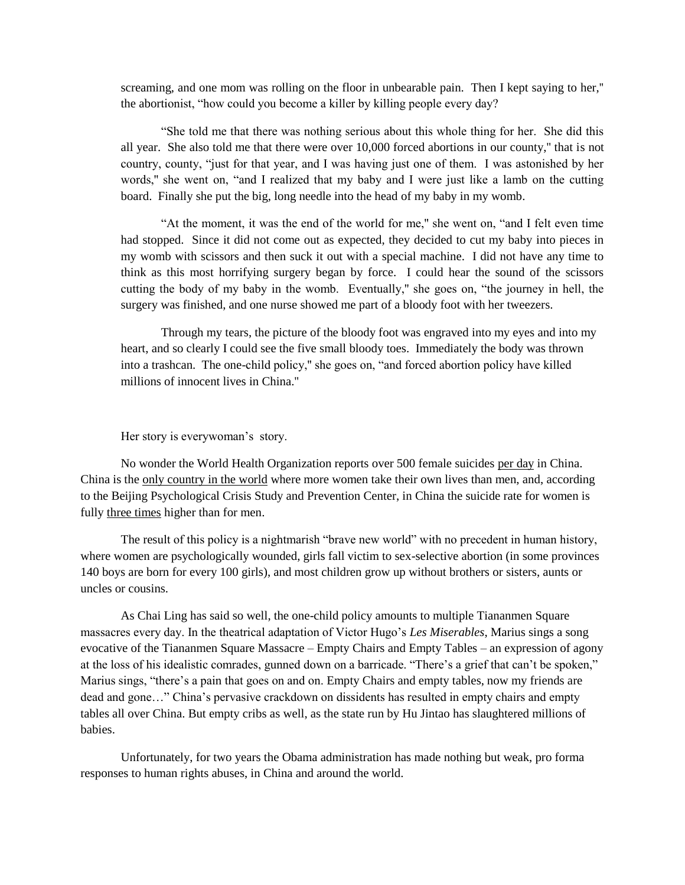screaming, and one mom was rolling on the floor in unbearable pain. Then I kept saying to her," the abortionist, "how could you become a killer by killing people every day?

"She told me that there was nothing serious about this whole thing for her. She did this all year. She also told me that there were over 10,000 forced abortions in our county," that is not country, county, "just for that year, and I was having just one of them. I was astonished by her words," she went on, "and I realized that my baby and I were just like a lamb on the cutting board. Finally she put the big, long needle into the head of my baby in my womb.

"At the moment, it was the end of the world for me," she went on, "and I felt even time had stopped. Since it did not come out as expected, they decided to cut my baby into pieces in my womb with scissors and then suck it out with a special machine. I did not have any time to think as this most horrifying surgery began by force. I could hear the sound of the scissors cutting the body of my baby in the womb. Eventually," she goes on, "the journey in hell, the surgery was finished, and one nurse showed me part of a bloody foot with her tweezers.

Through my tears, the picture of the bloody foot was engraved into my eyes and into my heart, and so clearly I could see the five small bloody toes. Immediately the body was thrown into a trashcan. The one-child policy," she goes on, "and forced abortion policy have killed millions of innocent lives in China."

Her story is everywoman's story.

No wonder the World Health Organization reports over 500 female suicides <u>per day</u> in China. China is the <u>only country in the world</u> where more women take their own lives than men, and, according to the Beijing Psychological Crisis Study and Prevention Center, in China the suicide rate for women is fully <u>three times</u> higher than for men.

The result of this policy is a nightmarish "brave new world" with no precedent in human history, where women are psychologically wounded, girls fall victim to sex-selective abortion (in some provinces 140 boys are born for every 100 girls), and most children grow up without brothers or sisters, aunts or uncles or cousins.

As Chai Ling has said so well, the one-child policy amounts to multiple Tiananmen Square massacres every day. In the theatrical adaptation of Victor Hugo's *Les Miserables*, Marius sings a song evocative of the Tiananmen Square Massacre – Empty Chairs and Empty Tables – an expression of agony at the loss of his idealistic comrades, gunned down on a barricade. "There's a grief that can't be spoken," Marius sings, "there's a pain that goes on and on. Empty Chairs and empty tables, now my friends are dead and gone…" China's pervasive crackdown on dissidents has resulted in empty chairs and empty tables all over China. But empty cribs as well, as the state run by Hu Jintao has slaughtered millions of babies.

Unfortunately, for two years the Obama administration has made nothing but weak, pro forma responses to human rights abuses, in China and around the world.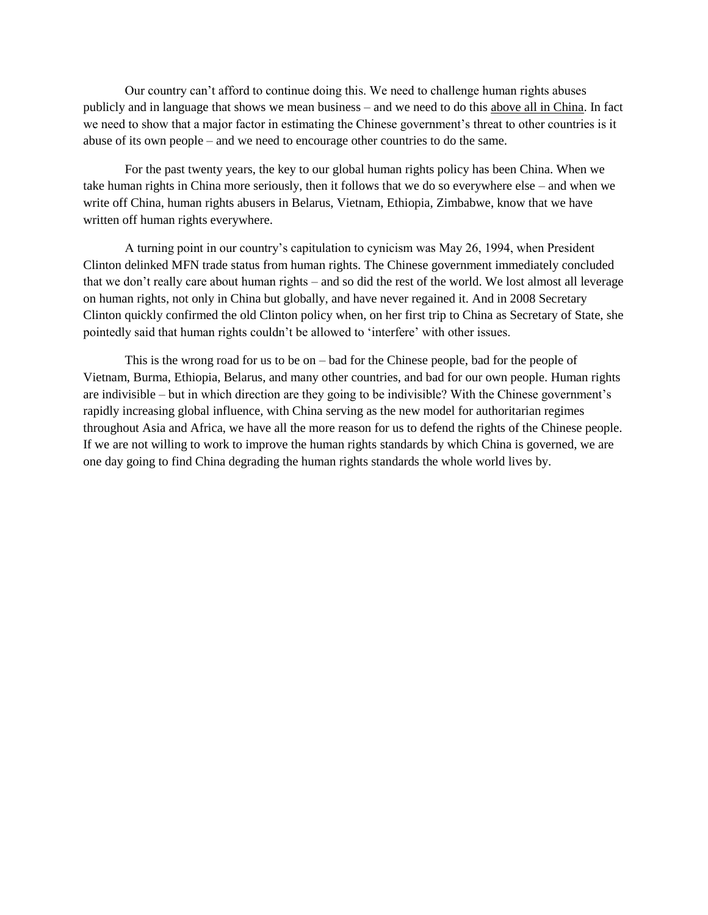Our country can't afford to continue doing this. We need to challenge human rights abuses publicly and in language that shows we mean business – and we need to do this <u>above all in China</u>. In fact we need to show that a major factor in estimating the Chinese government's threat to other countries is it abuse of its own people – and we need to encourage other countries to do the same.

For the past twenty years, the key to our global human rights policy has been China. When we take human rights in China more seriously, then it follows that we do so everywhere else – and when we write off China, human rights abusers in Belarus, Vietnam, Ethiopia, Zimbabwe, know that we have written off human rights everywhere.

A turning point in our country's capitulation to cynicism was May 26, 1994, when President Clinton delinked MFN trade status from human rights. The Chinese government immediately concluded that we don't really care about human rights – and so did the rest of the world. We lost almost all leverage on human rights, not only in China but globally, and have never regained it. And in 2008 Secretary Clinton quickly confirmed the old Clinton policy when, on her first trip to China as Secretary of State, she pointedly said that human rights couldn't be allowed to 'interfere' with other issues.

This is the wrong road for us to be on – bad for the Chinese people, bad for the people of Vietnam, Burma, Ethiopia, Belarus, and many other countries, and bad for our own people. Human rights are indivisible – but in which direction are they going to be indivisible? With the Chinese government's rapidly increasing global influence, with China serving as the new model for authoritarian regimes throughout Asia and Africa, we have all the more reason for us to defend the rights of the Chinese people. If we are not willing to work to improve the human rights standards by which China is governed, we are one day going to find China degrading the human rights standards the whole world lives by.